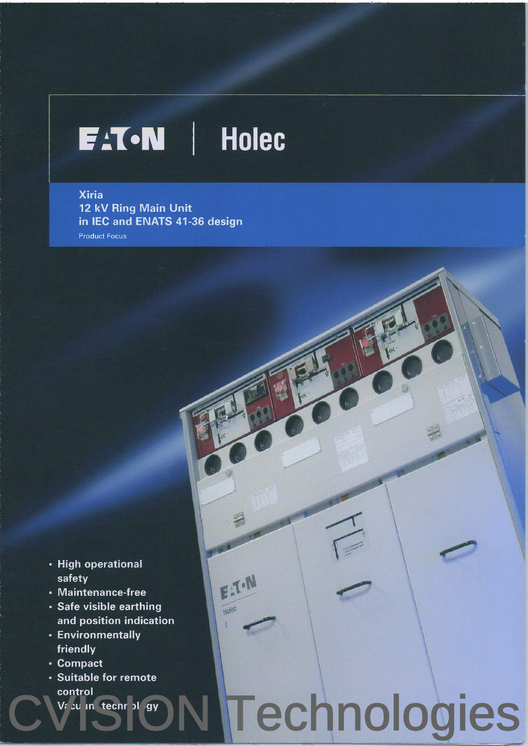EATON | Holec

# Xiria
## 12 kV Ring Main Unit in IEC and ENATS 41-36 design

Product Focus

- High operational safety
- Maintenance-free
- Safe visible earthing and position indication
- Environmentally friendly
- Compact
- Suitable for remote control
- Vacuum technology

CVISION Technologies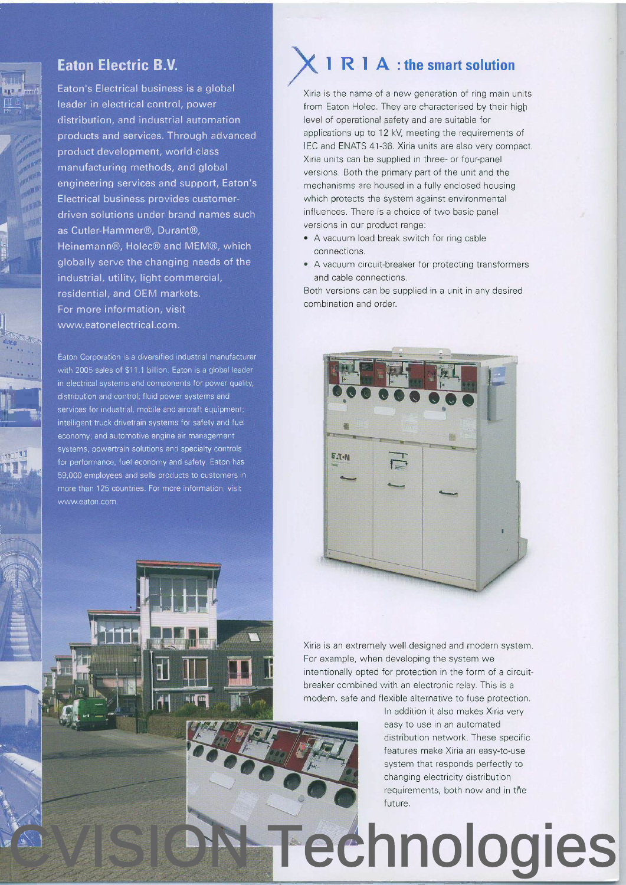## Eaton Electric B.V.

Eaton's Electrical business is a global leader in electrical control, power distribution, and industrial automation products and services. Through advanced product development, world-class manufacturing methods, and global engineering services and support, Eaton's Electrical business provides customer-driven solutions under brand names such as Cutler-Hammer®, Durant®, Heinemann®, Holec® and MEM®, which globally serve the changing needs of the industrial, utility, light commercial, residential, and OEM markets. For more information, visit www.eatonelectrical.com.

Eaton Corporation is a diversified industrial manufacturer with 2005 sales of $11.1 billion. Eaton is a global leader in electrical systems and components for power quality, distribution and control; fluid power systems and services for industrial, mobile and aircraft equipment; intelligent truck drivetrain systems for safety and fuel economy; and automotive engine air management systems, powertrain solutions and specialty controls for performance, fuel economy and safety. Eaton has 59,000 employees and sells products to customers in more than 125 countries. For more information, visit www.eaton.com.

## XIRIA : the smart solution

Xiria is the name of a new generation of ring main units from Eaton Holec. They are characterised by their high level of operational safety and are suitable for applications up to 12 kV, meeting the requirements of IEC and ENATS 41-36. Xiria units are also very compact. Xiria units can be supplied in three- or four-panel versions. Both the primary part of the unit and the mechanisms are housed in a fully enclosed housing which protects the system against environmental influences. There is a choice of two basic panel versions in our product range:

- A vacuum load break switch for ring cable connections.
- A vacuum circuit-breaker for protecting transformers and cable connections.

Both versions can be supplied in a unit in any desired combination and order.

Xiria is an extremely well designed and modern system. For example, when developing the system we intentionally opted for protection in the form of a circuit-breaker combined with an electronic relay. This is a modern, safe and flexible alternative to fuse protection. In addition it also makes Xiria very easy to use in an automated distribution network. These specific features make Xiria an easy-to-use system that responds perfectly to changing electricity distribution requirements, both now and in the future.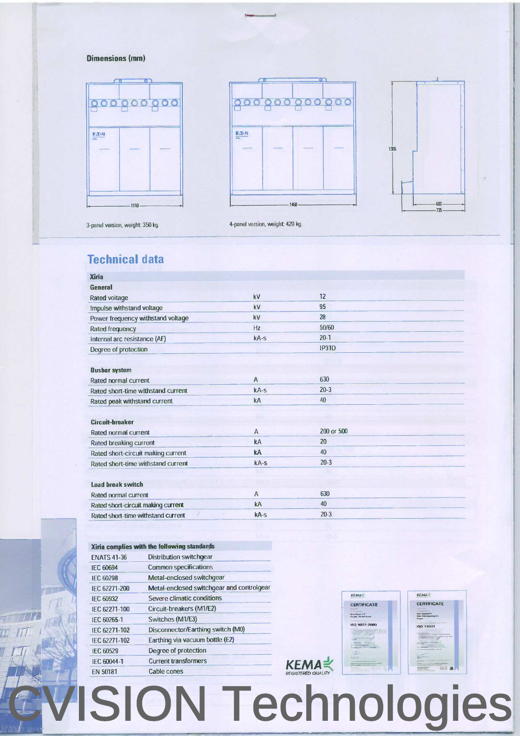## Dimensions (mm)

1110

3-panel version, weight: 350 kg.

1460

4-panel version, weight: 420 kg.

1305

600

735

## Technical data

| Xiria | | |
|---|---|---|
| **General** | | |
| Rated voltage | kV | 12 |
| Impulse withstand voltage | kV | 95 |
| Power frequency withstand voltage | kV | 28 |
| Rated frequency | Hz | 50/60 |
| Internal arc resistance (AF) | kA-s | 20-1 |
| Degree of protection | | IP31D |
| **Busbar system** | | |
| Rated normal current | A | 630 |
| Rated short-time withstand current | kA-s | 20-3 |
| Rated peak withstand current | kA | 40 |
| **Circuit-breaker** | | |
| Rated normal current | A | 200 or 500 |
| Rated breaking current | kA | 20 |
| Rated short-circuit making current | kA | 40 |
| Rated short-time withstand current | kA-s | 20-3 |
| **Load break switch** | | |
| Rated normal current | A | 630 |
| Rated short-circuit making current | kA | 40 |
| Rated short-time withstand current | kA-s | 20-3 |

| Xiria complies with the following standards | |
|---|---|
| ENATS 41-36 | Distribution switchgear |
| IEC 60694 | Common specifications |
| IEC 60298 | Metal-enclosed switchgear |
| IEC 62271-200 | Metal-enclosed switchgear and controlgear |
| IEC 60932 | Severe climatic conditions |
| IEC 62271-100 | Circuit-breakers (M1/E2) |
| IEC 60265-1 | Switches (M1/E3) |
| IEC 62271-102 | Disconnector/Earthing switch (M0) |
| IEC 62271-102 | Earthing via vacuum bottle (E2) |
| IEC 60529 | Degree of protection |
| IEC 60044-1 | Current transformers |
| EN 50181 | Cable cones |

KEMA REGISTERED QUALITY

CERTIFICATE ISO 9001:2000

CERTIFICATE ISO 14001

CVISION Technologies